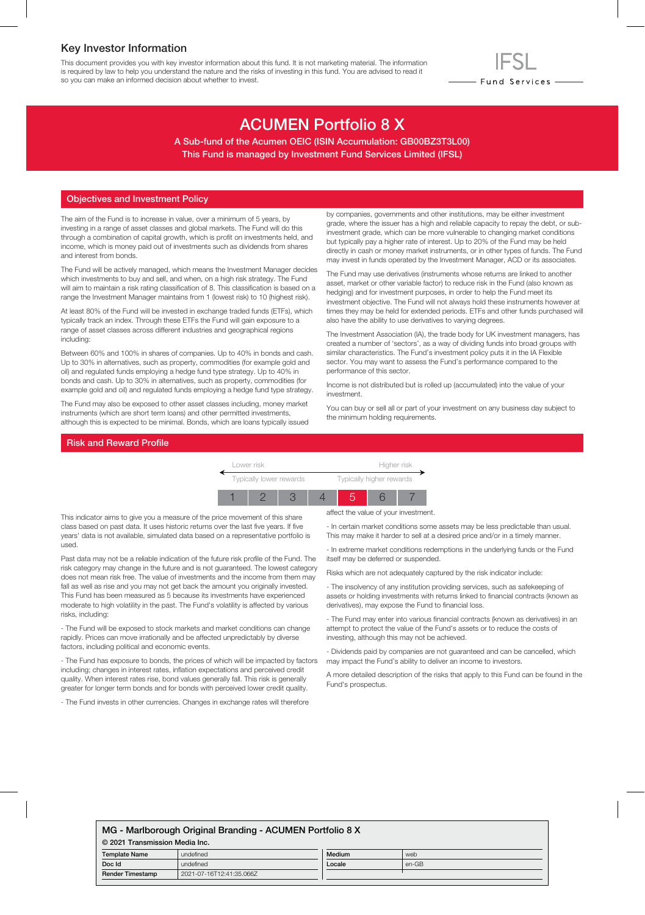## Key Investor Information

This document provides you with key investor information about this fund. It is not marketing material. The information is required by law to help you understand the nature and the risks of investing in this fund. You are advised to read it so you can make an informed decision about whether to invest.

IFSL
Fund Services

# ACUMEN Portfolio 8 X

**A Sub-fund of the Acumen OEIC (ISIN Accumulation: GB00BZ3T3L00)**
**This Fund is managed by Investment Fund Services Limited (IFSL)**

## Objectives and Investment Policy

The aim of the Fund is to increase in value, over a minimum of 5 years, by investing in a range of asset classes and global markets. The Fund will do this through a combination of capital growth, which is profit on investments held, and income, which is money paid out of investments such as dividends from shares and interest from bonds.

The Fund will be actively managed, which means the Investment Manager decides which investments to buy and sell, and when, on a high risk strategy. The Fund will aim to maintain a risk rating classification of 8. This classification is based on a range the Investment Manager maintains from 1 (lowest risk) to 10 (highest risk).

At least 80% of the Fund will be invested in exchange traded funds (ETFs), which typically track an index. Through these ETFs the Fund will gain exposure to a range of asset classes across different industries and geographical regions including:

Between 60% and 100% in shares of companies. Up to 40% in bonds and cash. Up to 30% in alternatives, such as property, commodities (for example gold and oil) and regulated funds employing a hedge fund type strategy. Up to 40% in bonds and cash. Up to 30% in alternatives, such as property, commodities (for example gold and oil) and regulated funds employing a hedge fund type strategy.

The Fund may also be exposed to other asset classes including, money market instruments (which are short term loans) and other permitted investments, although this is expected to be minimal. Bonds, which are loans typically issued by companies, governments and other institutions, may be either investment grade, where the issuer has a high and reliable capacity to repay the debt, or sub-investment grade, which can be more vulnerable to changing market conditions but typically pay a higher rate of interest. Up to 20% of the Fund may be held directly in cash or money market instruments, or in other types of funds. The Fund may invest in funds operated by the Investment Manager, ACD or its associates.

The Fund may use derivatives (instruments whose returns are linked to another asset, market or other variable factor) to reduce risk in the Fund (also known as hedging) and for investment purposes, in order to help the Fund meet its investment objective. The Fund will not always hold these instruments however at times they may be held for extended periods. ETFs and other funds purchased will also have the ability to use derivatives to varying degrees.

The Investment Association (IA), the trade body for UK investment managers, has created a number of 'sectors', as a way of dividing funds into broad groups with similar characteristics. The Fund's investment policy puts it in the IA Flexible sector. You may want to assess the Fund's performance compared to the performance of this sector.

Income is not distributed but is rolled up (accumulated) into the value of your investment.

You can buy or sell all or part of your investment on any business day subject to the minimum holding requirements.

## Risk and Reward Profile

Lower risk — Higher risk

Typically lower rewards — Typically higher rewards

| 1 | 2 | 3 | 4 | **5** | 6 | 7 |
|---|---|---|---|---|---|---|

This indicator aims to give you a measure of the price movement of this share class based on past data. It uses historic returns over the last five years. If five years' data is not available, simulated data based on a representative portfolio is used.

Past data may not be a reliable indication of the future risk profile of the Fund. The risk category may change in the future and is not guaranteed. The lowest category does not mean risk free. The value of investments and the income from them may fall as well as rise and you may not get back the amount you originally invested. This Fund has been measured as 5 because its investments have experienced moderate to high volatility in the past. The Fund's volatility is affected by various risks, including:

- The Fund will be exposed to stock markets and market conditions can change rapidly. Prices can move irrationally and be affected unpredictably by diverse factors, including political and economic events.

- The Fund has exposure to bonds, the prices of which will be impacted by factors including; changes in interest rates, inflation expectations and perceived credit quality. When interest rates rise, bond values generally fall. This risk is generally greater for longer term bonds and for bonds with perceived lower credit quality.

- The Fund invests in other currencies. Changes in exchange rates will therefore affect the value of your investment.

- In certain market conditions some assets may be less predictable than usual. This may make it harder to sell at a desired price and/or in a timely manner.

- In extreme market conditions redemptions in the underlying funds or the Fund itself may be deferred or suspended.

Risks which are not adequately captured by the risk indicator include:

- The insolvency of any institution providing services, such as safekeeping of assets or holding investments with returns linked to financial contracts (known as derivatives), may expose the Fund to financial loss.

- The Fund may enter into various financial contracts (known as derivatives) in an attempt to protect the value of the Fund's assets or to reduce the costs of investing, although this may not be achieved.

- Dividends paid by companies are not guaranteed and can be cancelled, which may impact the Fund's ability to deliver an income to investors.

A more detailed description of the risks that apply to this Fund can be found in the Fund's prospectus.

**MG - Marlborough Original Branding - ACUMEN Portfolio 8 X**
**© 2021 Transmission Media Inc.**

| | | | |
|---|---|---|---|
| **Template Name** | undefined | **Medium** | web |
| **Doc Id** | undefined | **Locale** | en-GB |
| **Render Timestamp** | 2021-07-16T12:41:35.066Z | | |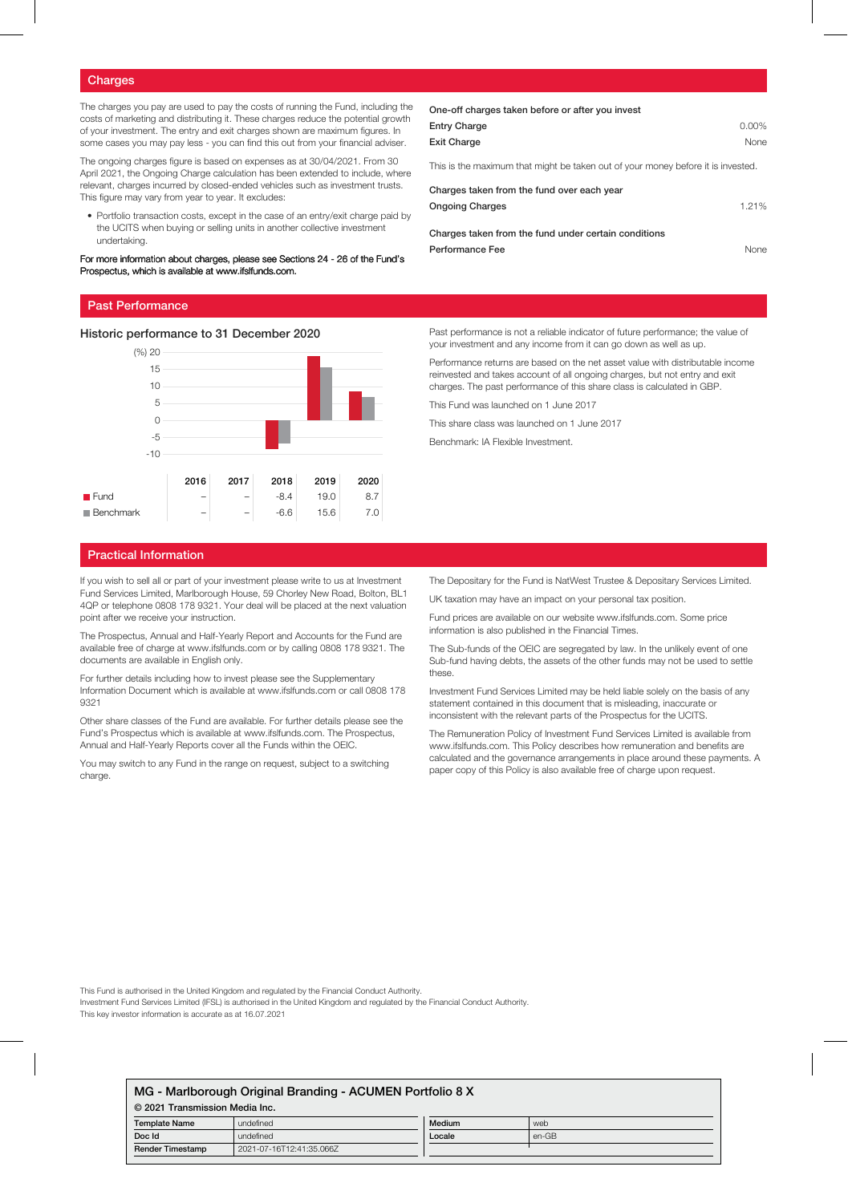## Charges

The charges you pay are used to pay the costs of running the Fund, including the costs of marketing and distributing it. These charges reduce the potential growth of your investment. The entry and exit charges shown are maximum figures. In some cases you may pay less - you can find this out from your financial adviser.

The ongoing charges figure is based on expenses as at 30/04/2021. From 30 April 2021, the Ongoing Charge calculation has been extended to include, where relevant, charges incurred by closed-ended vehicles such as investment trusts. This figure may vary from year to year. It excludes:

- Portfolio transaction costs, except in the case of an entry/exit charge paid by the UCITS when buying or selling units in another collective investment undertaking.

**For more information about charges, please see Sections 24 - 26 of the Fund's Prospectus, which is available at www.ifslfunds.com.**

| One-off charges taken before or after you invest | |
|---|---|
| Entry Charge | 0.00% |
| Exit Charge | None |

This is the maximum that might be taken out of your money before it is invested.

| Charges taken from the fund over each year | |
|---|---|
| Ongoing Charges | 1.21% |

| Charges taken from the fund under certain conditions | |
|---|---|
| Performance Fee | None |

## Past Performance

### Historic performance to 31 December 2020

(%) 20
15
10
5
0
-5
-10

| | 2016 | 2017 | 2018 | 2019 | 2020 |
|---|---|---|---|---|---|
| Fund | – | – | -8.4 | 19.0 | 8.7 |
| Benchmark | – | – | -6.6 | 15.6 | 7.0 |

Past performance is not a reliable indicator of future performance; the value of your investment and any income from it can go down as well as up.

Performance returns are based on the net asset value with distributable income reinvested and takes account of all ongoing charges, but not entry and exit charges. The past performance of this share class is calculated in GBP.

This Fund was launched on 1 June 2017

This share class was launched on 1 June 2017

Benchmark: IA Flexible Investment.

## Practical Information

If you wish to sell all or part of your investment please write to us at Investment Fund Services Limited, Marlborough House, 59 Chorley New Road, Bolton, BL1 4QP or telephone 0808 178 9321. Your deal will be placed at the next valuation point after we receive your instruction.

The Prospectus, Annual and Half-Yearly Report and Accounts for the Fund are available free of charge at www.ifslfunds.com or by calling 0808 178 9321. The documents are available in English only.

For further details including how to invest please see the Supplementary Information Document which is available at www.ifslfunds.com or call 0808 178 9321

Other share classes of the Fund are available. For further details please see the Fund's Prospectus which is available at www.ifslfunds.com. The Prospectus, Annual and Half-Yearly Reports cover all the Funds within the OEIC.

You may switch to any Fund in the range on request, subject to a switching charge.

The Depositary for the Fund is NatWest Trustee & Depositary Services Limited.

UK taxation may have an impact on your personal tax position.

Fund prices are available on our website www.ifslfunds.com. Some price information is also published in the Financial Times.

The Sub-funds of the OEIC are segregated by law. In the unlikely event of one Sub-fund having debts, the assets of the other funds may not be used to settle these.

Investment Fund Services Limited may be held liable solely on the basis of any statement contained in this document that is misleading, inaccurate or inconsistent with the relevant parts of the Prospectus for the UCITS.

The Remuneration Policy of Investment Fund Services Limited is available from www.ifslfunds.com. This Policy describes how remuneration and benefits are calculated and the governance arrangements in place around these payments. A paper copy of this Policy is also available free of charge upon request.

This Fund is authorised in the United Kingdom and regulated by the Financial Conduct Authority.
Investment Fund Services Limited (IFSL) is authorised in the United Kingdom and regulated by the Financial Conduct Authority.
This key investor information is accurate as at 16.07.2021